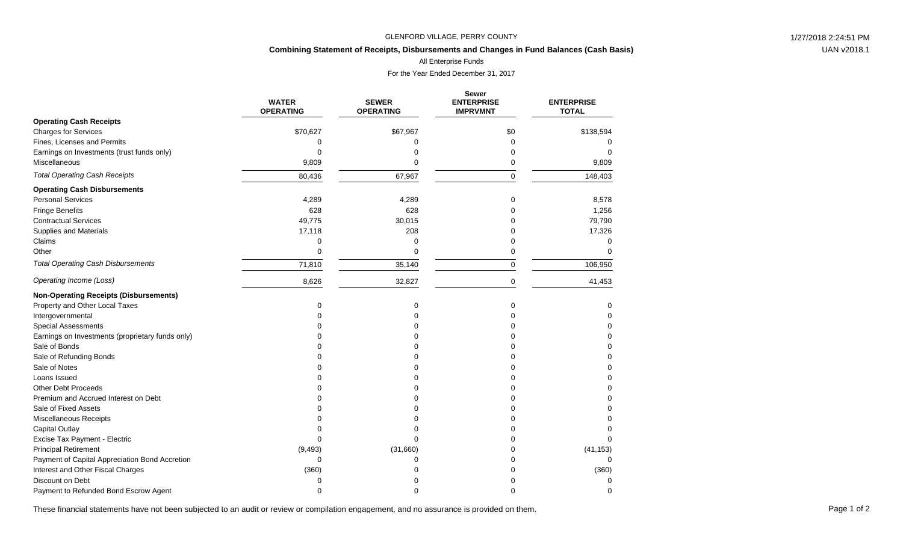GLENFORD VILLAGE, PERRY COUNTY

**Combining Statement of Receipts, Disbursements and Changes in Fund Balances (Cash Basis)**

All Enterprise Funds

For the Year Ended December 31, 2017

| | WATER OPERATING | SEWER OPERATING | Sewer ENTERPRISE IMPRVMNT | ENTERPRISE TOTAL |
|---|---|---|---|---|
| **Operating Cash Receipts** | | | | |
| Charges for Services | $70,627 | $67,967 | $0 | $138,594 |
| Fines, Licenses and Permits | 0 | 0 | 0 | 0 |
| Earnings on Investments (trust funds only) | 0 | 0 | 0 | 0 |
| Miscellaneous | 9,809 | 0 | 0 | 9,809 |
| *Total Operating Cash Receipts* | 80,436 | 67,967 | 0 | 148,403 |
| **Operating Cash Disbursements** | | | | |
| Personal Services | 4,289 | 4,289 | 0 | 8,578 |
| Fringe Benefits | 628 | 628 | 0 | 1,256 |
| Contractual Services | 49,775 | 30,015 | 0 | 79,790 |
| Supplies and Materials | 17,118 | 208 | 0 | 17,326 |
| Claims | 0 | 0 | 0 | 0 |
| Other | 0 | 0 | 0 | 0 |
| *Total Operating Cash Disbursements* | 71,810 | 35,140 | 0 | 106,950 |
| *Operating Income (Loss)* | 8,626 | 32,827 | 0 | 41,453 |
| **Non-Operating Receipts (Disbursements)** | | | | |
| Property and Other Local Taxes | 0 | 0 | 0 | 0 |
| Intergovernmental | 0 | 0 | 0 | 0 |
| Special Assessments | 0 | 0 | 0 | 0 |
| Earnings on Investments (proprietary funds only) | 0 | 0 | 0 | 0 |
| Sale of Bonds | 0 | 0 | 0 | 0 |
| Sale of Refunding Bonds | 0 | 0 | 0 | 0 |
| Sale of Notes | 0 | 0 | 0 | 0 |
| Loans Issued | 0 | 0 | 0 | 0 |
| Other Debt Proceeds | 0 | 0 | 0 | 0 |
| Premium and Accrued Interest on Debt | 0 | 0 | 0 | 0 |
| Sale of Fixed Assets | 0 | 0 | 0 | 0 |
| Miscellaneous Receipts | 0 | 0 | 0 | 0 |
| Capital Outlay | 0 | 0 | 0 | 0 |
| Excise Tax Payment - Electric | 0 | 0 | 0 | 0 |
| Principal Retirement | (9,493) | (31,660) | 0 | (41,153) |
| Payment of Capital Appreciation Bond Accretion | 0 | 0 | 0 | 0 |
| Interest and Other Fiscal Charges | (360) | 0 | 0 | (360) |
| Discount on Debt | 0 | 0 | 0 | 0 |
| Payment to Refunded Bond Escrow Agent | 0 | 0 | 0 | 0 |

These financial statements have not been subjected to an audit or review or compilation engagement, and no assurance is provided on them.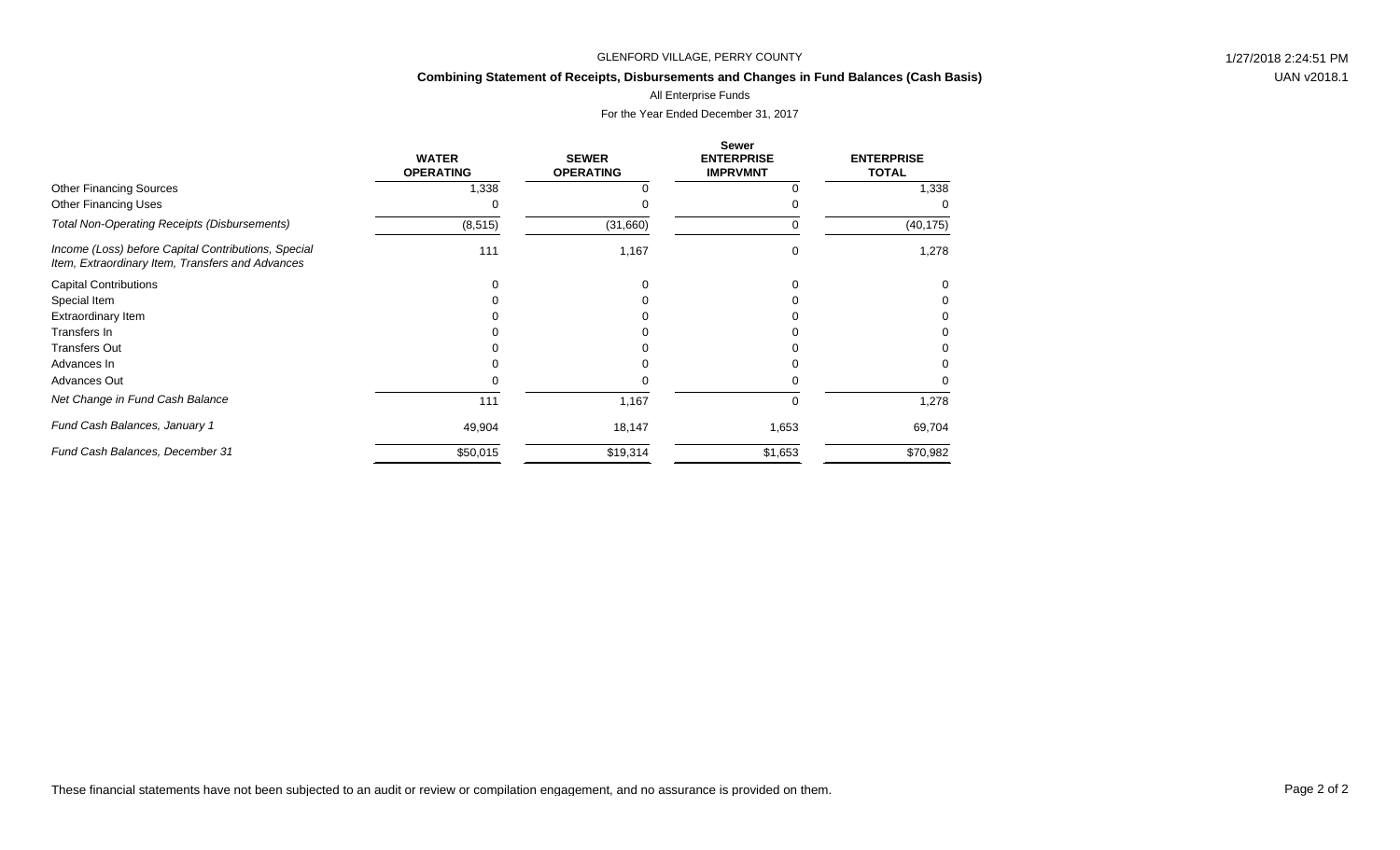GLENFORD VILLAGE, PERRY COUNTY

**Combining Statement of Receipts, Disbursements and Changes in Fund Balances (Cash Basis)**

All Enterprise Funds

For the Year Ended December 31, 2017

| | WATER OPERATING | SEWER OPERATING | Sewer ENTERPRISE IMPRVMNT | ENTERPRISE TOTAL |
|---|---|---|---|---|
| Other Financing Sources | 1,338 | 0 | 0 | 1,338 |
| Other Financing Uses | 0 | 0 | 0 | 0 |
| *Total Non-Operating Receipts (Disbursements)* | (8,515) | (31,660) | 0 | (40,175) |
| *Income (Loss) before Capital Contributions, Special Item, Extraordinary Item, Transfers and Advances* | 111 | 1,167 | 0 | 1,278 |
| Capital Contributions | 0 | 0 | 0 | 0 |
| Special Item | 0 | 0 | 0 | 0 |
| Extraordinary Item | 0 | 0 | 0 | 0 |
| Transfers In | 0 | 0 | 0 | 0 |
| Transfers Out | 0 | 0 | 0 | 0 |
| Advances In | 0 | 0 | 0 | 0 |
| Advances Out | 0 | 0 | 0 | 0 |
| *Net Change in Fund Cash Balance* | 111 | 1,167 | 0 | 1,278 |
| *Fund Cash Balances, January 1* | 49,904 | 18,147 | 1,653 | 69,704 |
| *Fund Cash Balances, December 31* | $50,015 | $19,314 | $1,653 | $70,982 |

These financial statements have not been subjected to an audit or review or compilation engagement, and no assurance is provided on them.